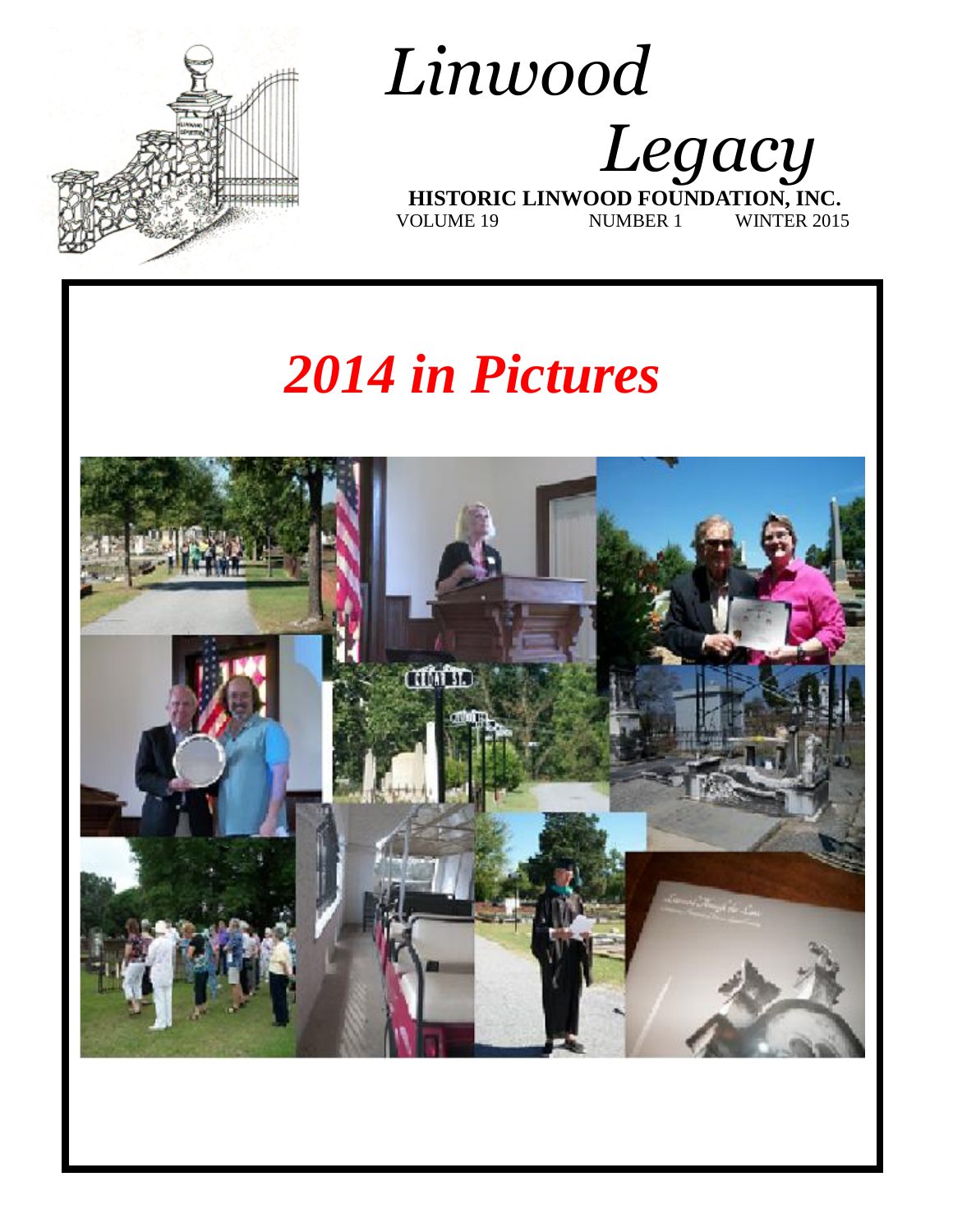# Linwood Legacy

**HISTORIC LINWOOD FOUNDATION, INC.**

VOLUME 19 NUMBER 1 WINTER 2015

## *2014 in Pictures*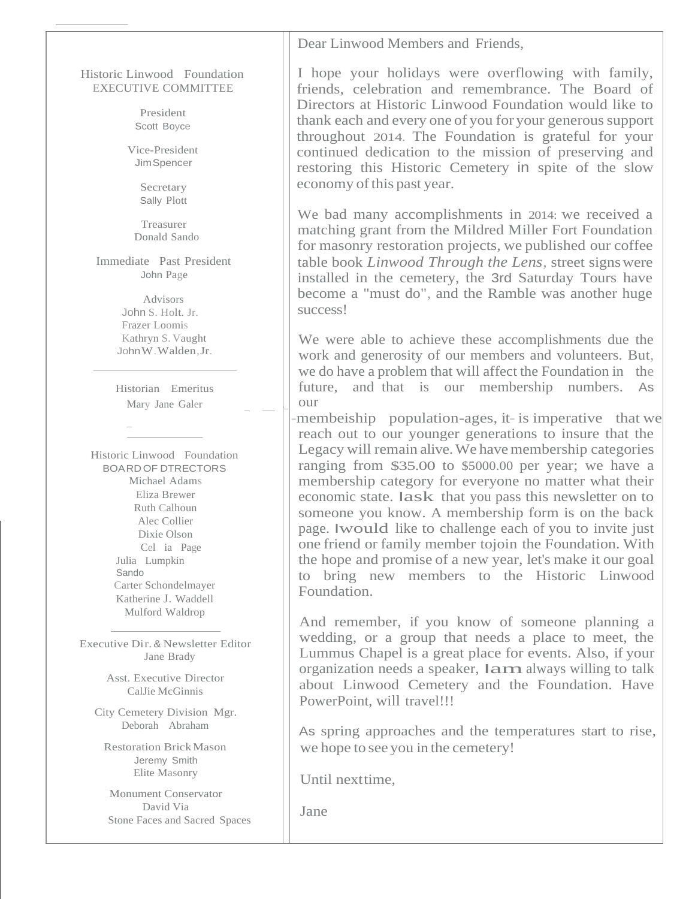Historic Linwood Foundation
EXECUTIVE COMMITTEE

President
Scott Boyce

Vice-President
Jim Spencer

Secretary
Sally Plott

Treasurer
Donald Sando

Immediate Past President
John Page

Advisors
John S. Holt. Jr.
Frazer Loomis
Kathryn S. Vaught
John W. Walden, Jr.

---

Historian Emeritus
Mary Jane Galer

---

Historic Linwood Foundation
BOARD OF DTRECTORS
Michael Adams
Eliza Brewer
Ruth Calhoun
Alec Collier
Dixie Olson
Cel ia Page
Julia Lumpkin
Sando
Carter Schondelmayer
Katherine J. Waddell
Mulford Waldrop

---

Executive Dir. & Newsletter Editor
Jane Brady

Asst. Executive Director
CalJie McGinnis

City Cemetery Division Mgr.
Deborah Abraham

Restoration Brick Mason
Jeremy Smith
Elite Masonry

Monument Conservator
David Via
Stone Faces and Sacred Spaces

Dear Linwood Members and Friends,

I hope your holidays were overflowing with family, friends, celebration and remembrance. The Board of Directors at Historic Linwood Foundation would like to thank each and every one of you for your generous support throughout 2014. The Foundation is grateful for your continued dedication to the mission of preserving and restoring this Historic Cemetery in spite of the slow economy of this past year.

We bad many accomplishments in 2014: we received a matching grant from the Mildred Miller Fort Foundation for masonry restoration projects, we published our coffee table book *Linwood Through the Lens*, street signs were installed in the cemetery, the 3rd Saturday Tours have become a "must do", and the Ramble was another huge success!

We were able to achieve these accomplishments due the work and generosity of our members and volunteers. But, we do have a problem that will affect the Foundation in the future, and that is our membership numbers. As our membeiship population-ages, it is imperative that we reach out to our younger generations to insure that the Legacy will remain alive. We have membership categories ranging from $35.00 to $5000.00 per year; we have a membership category for everyone no matter what their economic state. Iask that you pass this newsletter on to someone you know. A membership form is on the back page. Iwould like to challenge each of you to invite just one friend or family member tojoin the Foundation. With the hope and promise of a new year, let's make it our goal to bring new members to the Historic Linwood Foundation.

And remember, if you know of someone planning a wedding, or a group that needs a place to meet, the Lummus Chapel is a great place for events. Also, if your organization needs a speaker, Iam always willing to talk about Linwood Cemetery and the Foundation. Have PowerPoint, will travel!!!

As spring approaches and the temperatures start to rise, we hope to see you in the cemetery!

Until nexttime,

Jane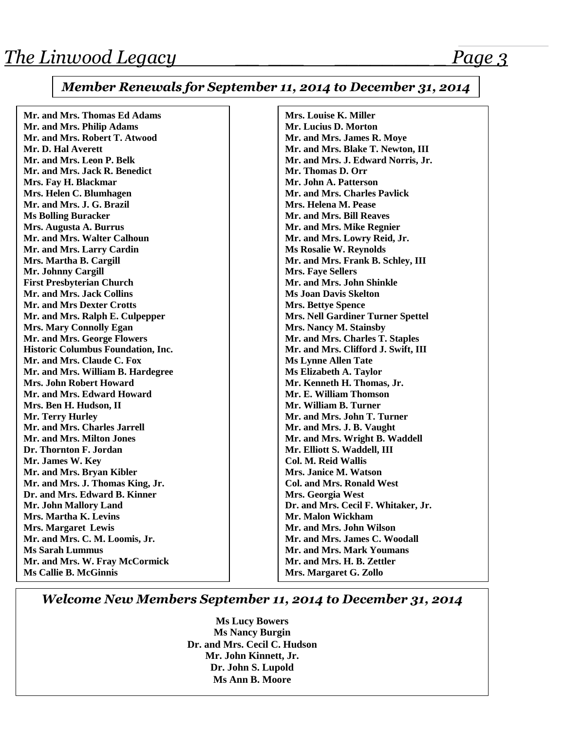## *Member Renewals for September 11, 2014 to December 31, 2014*

**Mr. and Mrs. Thomas Ed Adams**
**Mr. and Mrs. Philip Adams**
**Mr. and Mrs. Robert T. Atwood**
**Mr. D. Hal Averett**
**Mr. and Mrs. Leon P. Belk**
**Mr. and Mrs. Jack R. Benedict**
**Mrs. Fay H. Blackmar**
**Mrs. Helen C. Blumhagen**
**Mr. and Mrs. J. G. Brazil**
**Ms Bolling Buracker**
**Mrs. Augusta A. Burrus**
**Mr. and Mrs. Walter Calhoun**
**Mr. and Mrs. Larry Cardin**
**Mrs. Martha B. Cargill**
**Mr. Johnny Cargill**
**First Presbyterian Church**
**Mr. and Mrs. Jack Collins**
**Mr. and Mrs Dexter Crotts**
**Mr. and Mrs. Ralph E. Culpepper**
**Mrs. Mary Connolly Egan**
**Mr. and Mrs. George Flowers**
**Historic Columbus Foundation, Inc.**
**Mr. and Mrs. Claude C. Fox**
**Mr. and Mrs. William B. Hardegree**
**Mrs. John Robert Howard**
**Mr. and Mrs. Edward Howard**
**Mrs. Ben H. Hudson, II**
**Mr. Terry Hurley**
**Mr. and Mrs. Charles Jarrell**
**Mr. and Mrs. Milton Jones**
**Dr. Thornton F. Jordan**
**Mr. James W. Key**
**Mr. and Mrs. Bryan Kibler**
**Mr. and Mrs. J. Thomas King, Jr.**
**Dr. and Mrs. Edward B. Kinner**
**Mr. John Mallory Land**
**Mrs. Martha K. Levins**
**Mrs. Margaret Lewis**
**Mr. and Mrs. C. M. Loomis, Jr.**
**Ms Sarah Lummus**
**Mr. and Mrs. W. Fray McCormick**
**Ms Callie B. McGinnis**
**Mrs. Louise K. Miller**
**Mr. Lucius D. Morton**
**Mr. and Mrs. James R. Moye**
**Mr. and Mrs. Blake T. Newton, III**
**Mr. and Mrs. J. Edward Norris, Jr.**
**Mr. Thomas D. Orr**
**Mr. John A. Patterson**
**Mr. and Mrs. Charles Pavlick**
**Mrs. Helena M. Pease**
**Mr. and Mrs. Bill Reaves**
**Mr. and Mrs. Mike Regnier**
**Mr. and Mrs. Lowry Reid, Jr.**
**Ms Rosalie W. Reynolds**
**Mr. and Mrs. Frank B. Schley, III**
**Mrs. Faye Sellers**
**Mr. and Mrs. John Shinkle**
**Ms Joan Davis Skelton**
**Mrs. Bettye Spence**
**Mrs. Nell Gardiner Turner Spettel**
**Mrs. Nancy M. Stainsby**
**Mr. and Mrs. Charles T. Staples**
**Mr. and Mrs. Clifford J. Swift, III**
**Ms Lynne Allen Tate**
**Ms Elizabeth A. Taylor**
**Mr. Kenneth H. Thomas, Jr.**
**Mr. E. William Thomson**
**Mr. William B. Turner**
**Mr. and Mrs. John T. Turner**
**Mr. and Mrs. J. B. Vaught**
**Mr. and Mrs. Wright B. Waddell**
**Mr. Elliott S. Waddell, III**
**Col. M. Reid Wallis**
**Mrs. Janice M. Watson**
**Col. and Mrs. Ronald West**
**Mrs. Georgia West**
**Dr. and Mrs. Cecil F. Whitaker, Jr.**
**Mr. Malon Wickham**
**Mr. and Mrs. John Wilson**
**Mr. and Mrs. James C. Woodall**
**Mr. and Mrs. Mark Youmans**
**Mr. and Mrs. H. B. Zettler**
**Mrs. Margaret G. Zollo**

## *Welcome New Members September 11, 2014 to December 31, 2014*

**Ms Lucy Bowers**
**Ms Nancy Burgin**
**Dr. and Mrs. Cecil C. Hudson**
**Mr. John Kinnett, Jr.**
**Dr. John S. Lupold**
**Ms Ann B. Moore**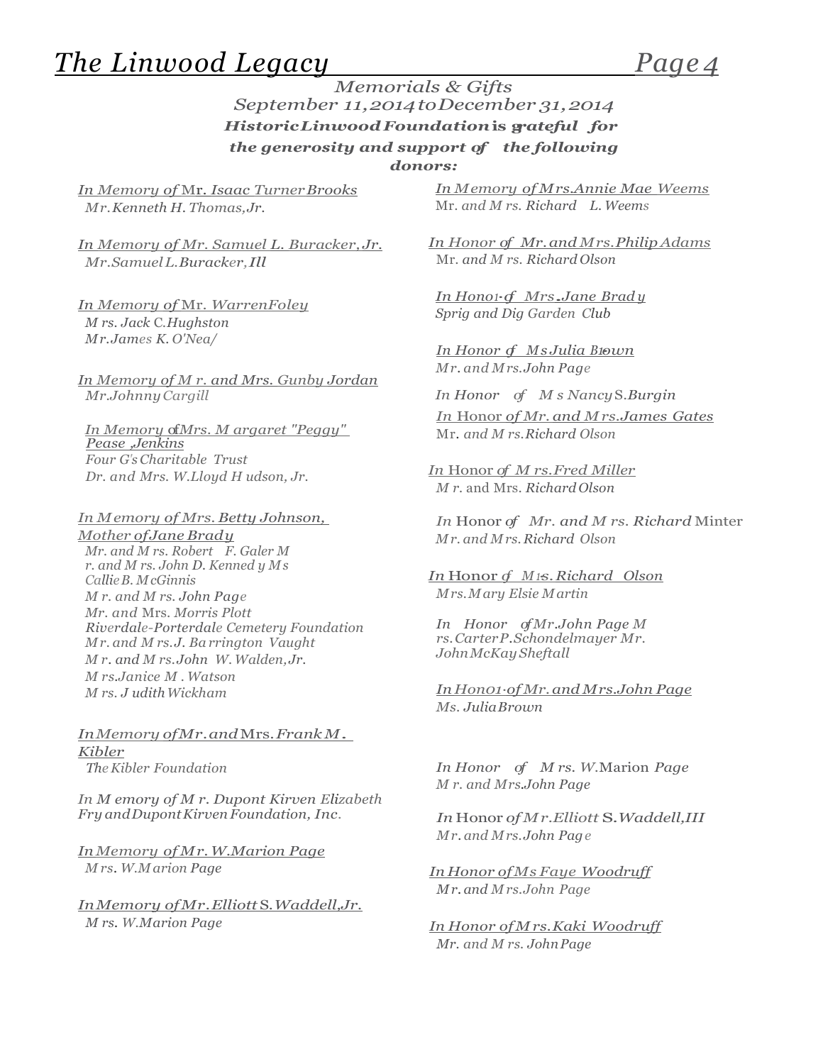## Memorials & Gifts

### September 11, 2014 to December 31, 2014

**Historic Linwood Foundation is grateful for the generosity and support of the following donors:**

*In Memory of Mr. Isaac Turner Brooks*
Mr. Kenneth H. Thomas, Jr.

*In Memory of Mr. Samuel L. Buracker, Jr.*
Mr. Samuel L. Buracker, III

*In Memory of Mr. Warren Foley*
Mrs. Jack C. Hughston
Mr. James K. O'Neal

*In Memory of Mr. and Mrs. Gunby Jordan*
Mr. Johnny Cargill

*In Memory of Mrs. Margaret "Peggy" Pease Jenkins*
Four G's Charitable Trust
Dr. and Mrs. W. Lloyd Hudson, Jr.

*In Memory of Mrs. Betty Johnson, Mother of Jane Brady*
Mr. and Mrs. Robert F. Galer
Mr. and Mrs. John D. Kennedy
Ms Callie B. McGinnis
Mr. and Mrs. John Page
Mr. and Mrs. Morris Plott
Riverdale-Porterdale Cemetery Foundation
Mr. and Mrs. J. Barrington Vaught
Mr. and Mrs. John W. Walden, Jr.
Mrs. Janice M. Watson
Mrs. Judith Wickham

*In Memory of Mr. and Mrs. Frank M. Kibler*
The Kibler Foundation

*In Memory of Mr. Dupont Kirven*
Elizabeth Fry and Dupont Kirven Foundation, Inc.

*In Memory of Mr. W. Marion Page*
Mrs. W. Marion Page

*In Memory of Mr. Elliott S. Waddell, Jr.*
Mrs. W. Marion Page

*In Memory of Mrs. Annie Mae Weems*
Mr. and Mrs. Richard L. Weems

*In Honor of Mr. and Mrs. Philip Adams*
Mr. and Mrs. Richard Olson

*In Honor of Mrs. Jane Brady*
Sprig and Dig Garden Club

*In Honor of Ms Julia Brown*
Mr. and Mrs. John Page

*In Honor of Ms Nancy S. Burgin*

*In Honor of Mr. and Mrs. James Gates*
Mr. and Mrs. Richard Olson

*In Honor of Mrs. Fred Miller*
Mr. and Mrs. Richard Olson

*In Honor of Mr. and Mrs. Richard Minter*
Mr. and Mrs. Richard Olson

*In Honor of Mrs. Richard Olson*
Mrs. Mary Elsie Martin

*In Honor of Mr. John Page*
Mrs. Carter P. Schondelmayer
Mr. John McKay Sheftall

*In Honor of Mr. and Mrs. John Page*
Ms. Julia Brown

*In Honor of Mrs. W. Marion Page*
Mr. and Mrs. John Page

*In Honor of Mr. Elliott S. Waddell, III*
Mr. and Mrs. John Page

*In Honor of Ms Faye Woodruff*
Mr. and Mrs. John Page

*In Honor of Mrs. Kaki Woodruff*
Mr. and Mrs. John Page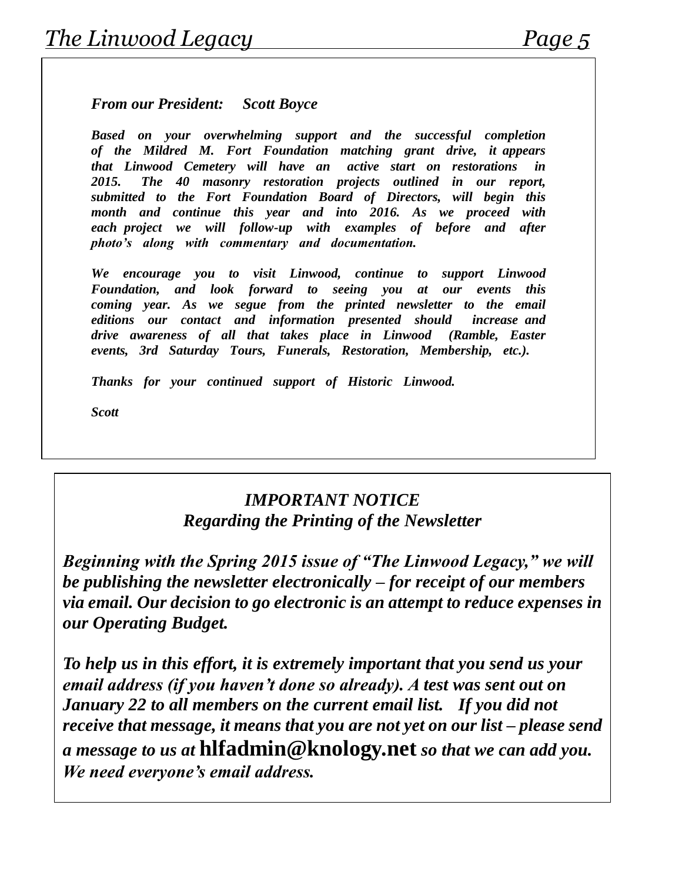***From our President: Scott Boyce***

***Based on your overwhelming support and the successful completion of the Mildred M. Fort Foundation matching grant drive, it appears that Linwood Cemetery will have an active start on restorations in 2015. The 40 masonry restoration projects outlined in our report, submitted to the Fort Foundation Board of Directors, will begin this month and continue this year and into 2016. As we proceed with each project we will follow-up with examples of before and after photo's along with commentary and documentation.***

***We encourage you to visit Linwood, continue to support Linwood Foundation, and look forward to seeing you at our events this coming year. As we segue from the printed newsletter to the email editions our contact and information presented should increase and drive awareness of all that takes place in Linwood (Ramble, Easter events, 3rd Saturday Tours, Funerals, Restoration, Membership, etc.).***

***Thanks for your continued support of Historic Linwood.***

***Scott***

## *IMPORTANT NOTICE*
## *Regarding the Printing of the Newsletter*

***Beginning with the Spring 2015 issue of "The Linwood Legacy," we will be publishing the newsletter electronically – for receipt of our members via email. Our decision to go electronic is an attempt to reduce expenses in our Operating Budget.***

***To help us in this effort, it is extremely important that you send us your email address (if you haven't done so already). A test was sent out on January 22 to all members on the current email list. If you did not receive that message, it means that you are not yet on our list – please send a message to us at*** **hlfadmin@knology.net** ***so that we can add you. We need everyone's email address.***